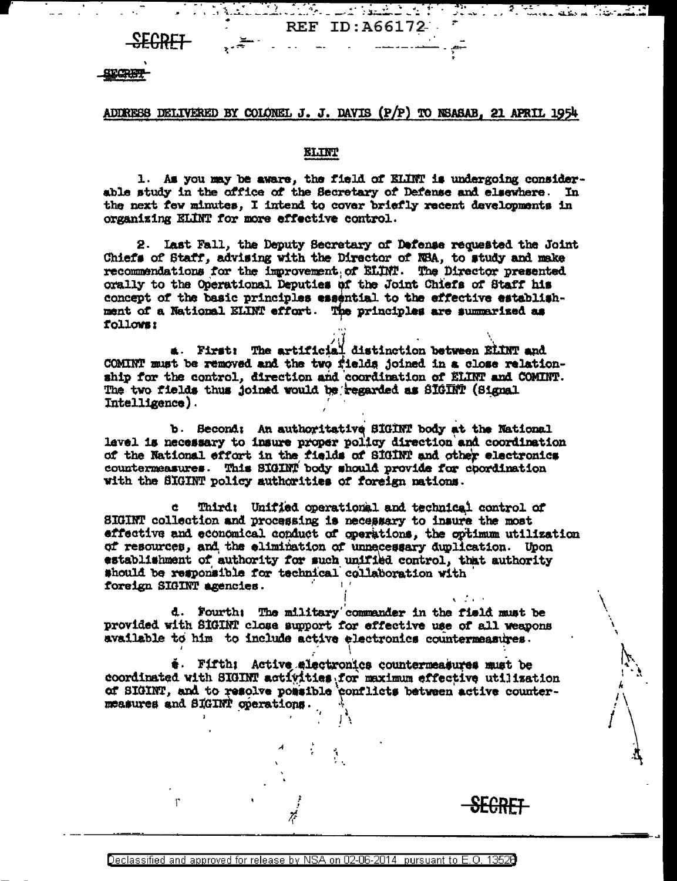SECRET

SECRET

ADDRESS DELIVERED BY COLONEL J. J. DAVIS (P/P) TO NSASAB, 21 APRIL 1954

## ELINT

1. As you may be aware, the field of ELINT is undergoing considerable study in the office of the Secretary of Defense and elsewhere. In the next few minutes, I intend to cover briefly recent developments in organizing ELINT for more effective control.

2. Last Fall, the Deputy Secretary of Defense requested the Joint Chiefs of Staff, advising with the Director of NSA, to study and make recommendations for the improvement of ELINT. The Director presented orally to the Operational Deputies of the Joint Chiefs of Staff his concept of the basic principles essential to the effective establishment of a National ELINT effort. The principles are summarized as follows:

a. First: The artificial distinction between ELINT and COMINT must be removed and the two fields joined in a close relationship for the control, direction and coordination of ELINT and COMINT. The two fields thus joined would be regarded as SIGINT (Signal Intelligence).

b. Second: An authoritative SIGINT body at the National level is necessary to insure proper policy direction and coordination of the National effort in the fields of SIGINT and other electronics countermeasures. This SIGINT body should provide for coordination with the SIGINT policy authorities of foreign nations.

c Third: Unified operational and technical control of SIGINT collection and processing is necessary to insure the most effective and economical conduct of operations, the optimum utilization of resources, and the elimination of unnecessary duplication. Upon establishment of authority for such unified control, that authority should be responsible for technical collaboration with foreign SIGINT agencies.

d. Fourth: The military commander in the field must be provided with SIGINT close support for effective use of all weapons available to him to include active electronics countermeasures.

e. Fifth: Active electronics countermeasures must be coordinated with SIGINT activities for maximum effective utilization of SIGINT, and to resolve possible conflicts between active countermeasures and SIGINT operations.

SECRET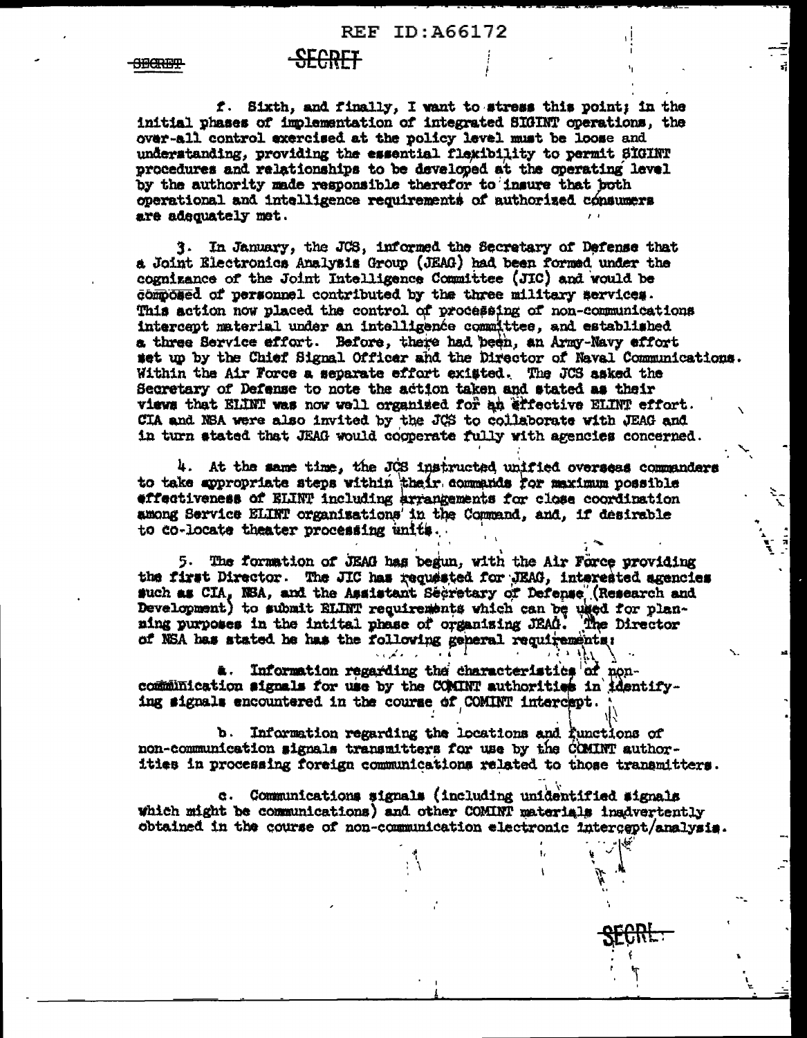f. Sixth, and finally, I want to stress this point; in the initial phases of implementation of integrated SIGINT operations, the over-all control exercised at the policy level must be loose and understanding, providing the essential flexibility to permit SIGINT procedures and relationships to be developed at the operating level by the authority made responsible therefor to insure that both operational and intelligence requirements of authorized consumers are adequately met.

3. In January, the JCS, informed the Secretary of Defense that a Joint Electronics Analysis Group (JEAG) had been formed under the cognizance of the Joint Intelligence Committee (JIC) and would be composed of personnel contributed by the three military services. This action now placed the control of processing of non-communications intercept material under an intelligence committee, and established a three Service effort. Before, there had been, an Army-Navy effort set up by the Chief Signal Officer and the Director of Naval Communications. Within the Air Force a separate effort existed. The JCS asked the Secretary of Defense to note the action taken and stated as their views that ELINT was now well organised for an effective ELINT effort. CIA and NSA were also invited by the JCS to collaborate with JEAG and in turn stated that JEAG would cooperate fully with agencies concerned.

4. At the same time, the JCS instructed unified overseas commanders to take appropriate steps within their commands for maximum possible effectiveness of ELINT including arrangements for close coordination among Service ELINT organizations in the Command, and, if desirable to co-locate theater processing units.

5. The formation of JEAG has begun, with the Air Force providing the first Director. The JIC has requested for JEAG, interested agencies such as CIA, NSA, and the Assistant Secretary of Defense (Research and Development) to submit ELINT requirements which can be used for planning purposes in the intital phase of organising JEAG. The Director of NSA has stated he has the following general requirements:

a. Information regarding the characteristics of non-communication signals for use by the COMINT authorities in identifying signals encountered in the course of COMINT intercept.

b. Information regarding the locations and functions of non-communication signals transmitters for use by the COMINT authorities in processing foreign communications related to those transmitters.

c. Communications signals (including unidentified signals which might be communications) and other COMINT materials inadvertently obtained in the course of non-communication electronic intercept/analysis.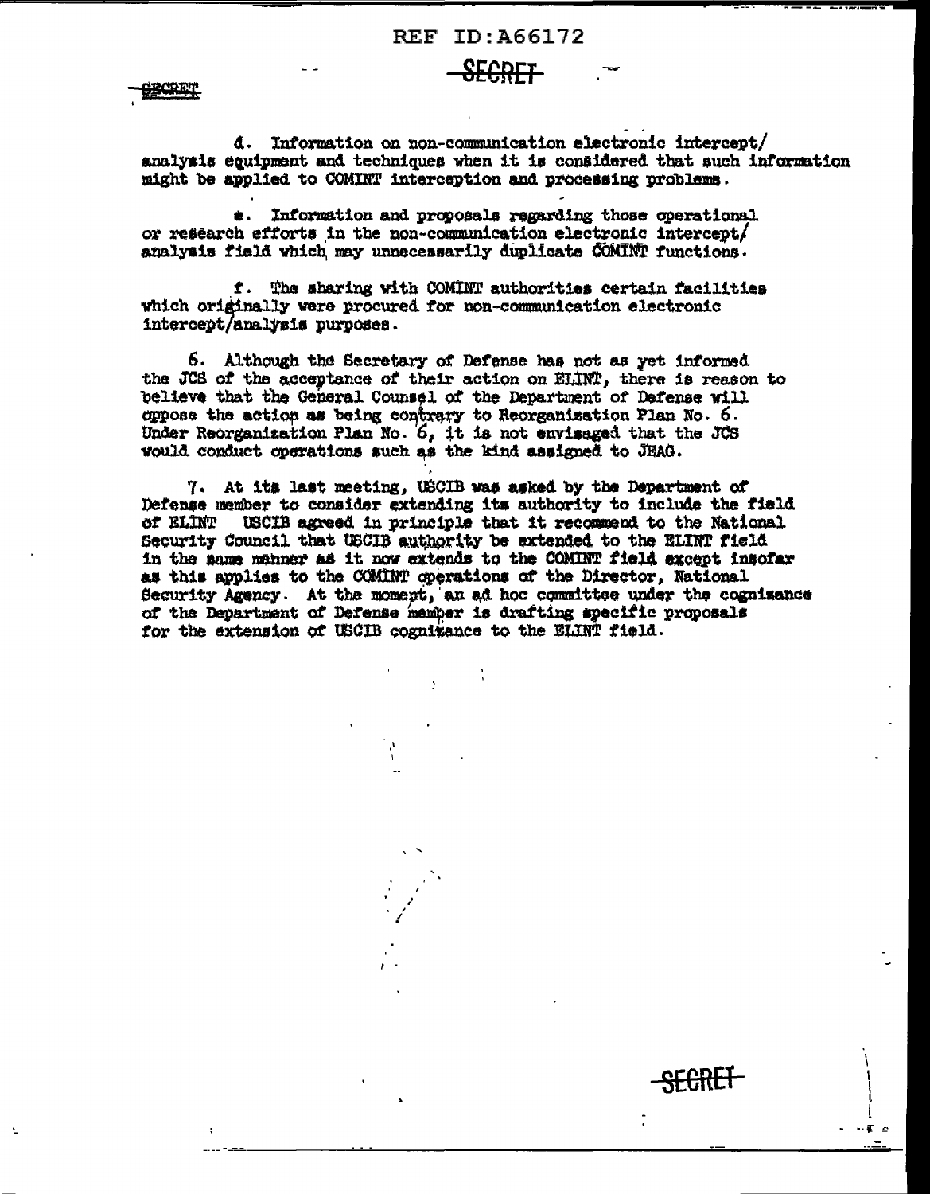d. Information on non-communication electronic intercept/ analysis equipment and techniques when it is considered that such information might be applied to COMINT interception and processing problems.

e. Information and proposals regarding those operational or research efforts in the non-communication electronic intercept/ analysis field which may unnecessarily duplicate COMINT functions.

f. The sharing with COMINT authorities certain facilities which originally were procured for non-communication electronic intercept/analysis purposes.

6. Although the Secretary of Defense has not as yet informed the JCS of the acceptance of their action on ELINT, there is reason to believe that the General Counsel of the Department of Defense will oppose the action as being contrary to Reorganization Plan No. 6. Under Reorganization Plan No. 6, it is not envisaged that the JCS would conduct operations such as the kind assigned to JEAG.

7. At its last meeting, USCIB was asked by the Department of Defense member to consider extending its authority to include the field of ELINT USCIB agreed in principle that it recommend to the National Security Council that USCIB authority be extended to the ELINT field in the same manner as it now extends to the COMINT field except insofar as this applies to the COMINT operations of the Director, National Security Agency. At the moment, an ad hoc committee under the cognizance of the Department of Defense member is drafting specific proposals for the extension of USCIB cognizance to the ELINT field.